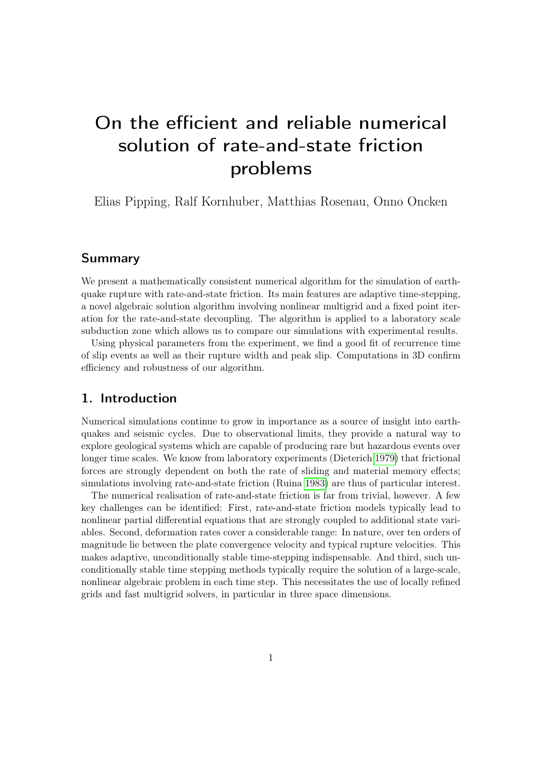# On the efficient and reliable numerical solution of rate-and-state friction problems

Elias Pipping, Ralf Kornhuber, Matthias Rosenau, Onno Oncken

## Summary

We present a mathematically consistent numerical algorithm for the simulation of earthquake rupture with rate-and-state friction. Its main features are adaptive time-stepping, a novel algebraic solution algorithm involving nonlinear multigrid and a fixed point iteration for the rate-and-state decoupling. The algorithm is applied to a laboratory scale subduction zone which allows us to compare our simulations with experimental results.

Using physical parameters from the experiment, we find a good fit of recurrence time of slip events as well as their rupture width and peak slip. Computations in 3D confirm efficiency and robustness of our algorithm.

## 1. Introduction

Numerical simulations continue to grow in importance as a source of insight into earthquakes and seismic cycles. Due to observational limits, they provide a natural way to explore geological systems which are capable of producing rare but hazardous events over longer time scales. We know from laboratory experiments (Dieterich 1979) that frictional forces are strongly dependent on both the rate of sliding and material memory effects; simulations involving rate-and-state friction (Ruina 1983) are thus of particular interest.

The numerical realisation of rate-and-state friction is far from trivial, however. A few key challenges can be identified: First, rate-and-state friction models typically lead to nonlinear partial differential equations that are strongly coupled to additional state variables. Second, deformation rates cover a considerable range: In nature, over ten orders of magnitude lie between the plate convergence velocity and typical rupture velocities. This makes adaptive, unconditionally stable time-stepping indispensable. And third, such unconditionally stable time stepping methods typically require the solution of a large-scale, nonlinear algebraic problem in each time step. This necessitates the use of locally refined grids and fast multigrid solvers, in particular in three space dimensions.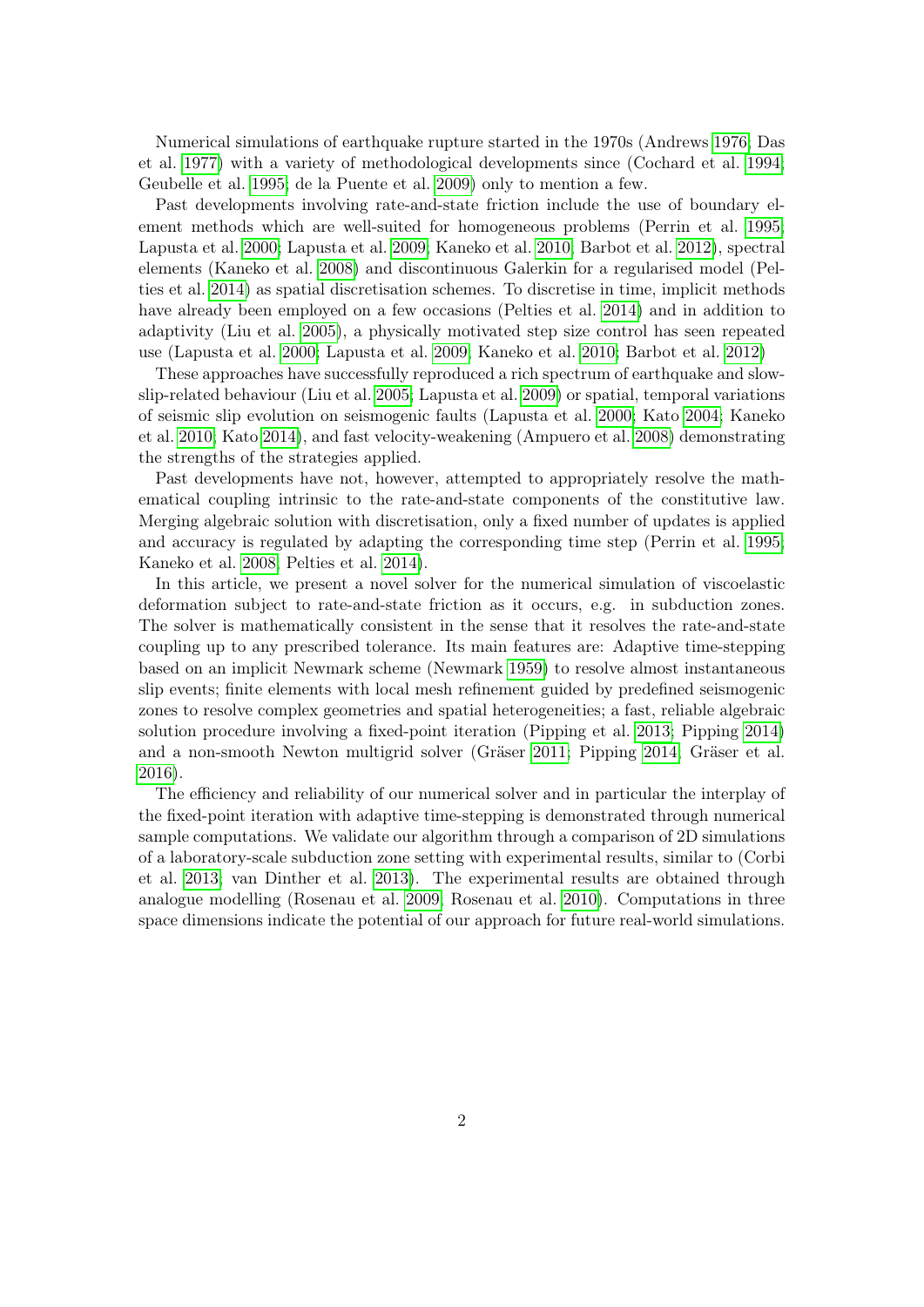Numerical simulations of earthquake rupture started in the 1970s (Andrews 1976; Das et al. 1977) with a variety of methodological developments since (Cochard et al. 1994; Geubelle et al. 1995; de la Puente et al. 2009) only to mention a few.

Past developments involving rate-and-state friction include the use of boundary element methods which are well-suited for homogeneous problems (Perrin et al. 1995; Lapusta et al. 2000; Lapusta et al. 2009; Kaneko et al. 2010; Barbot et al. 2012), spectral elements (Kaneko et al. 2008) and discontinuous Galerkin for a regularised model (Pelties et al. 2014) as spatial discretisation schemes. To discretise in time, implicit methods have already been employed on a few occasions (Pelties et al. 2014) and in addition to adaptivity (Liu et al. 2005), a physically motivated step size control has seen repeated use (Lapusta et al. 2000; Lapusta et al. 2009; Kaneko et al. 2010; Barbot et al. 2012)

These approaches have successfully reproduced a rich spectrum of earthquake and slow-slip-related behaviour (Liu et al. 2005; Lapusta et al. 2009) or spatial, temporal variations of seismic slip evolution on seismogenic faults (Lapusta et al. 2000; Kato 2004; Kaneko et al. 2010; Kato 2014), and fast velocity-weakening (Ampuero et al. 2008) demonstrating the strengths of the strategies applied.

Past developments have not, however, attempted to appropriately resolve the mathematical coupling intrinsic to the rate-and-state components of the constitutive law. Merging algebraic solution with discretisation, only a fixed number of updates is applied and accuracy is regulated by adapting the corresponding time step (Perrin et al. 1995; Kaneko et al. 2008; Pelties et al. 2014).

In this article, we present a novel solver for the numerical simulation of viscoelastic deformation subject to rate-and-state friction as it occurs, e.g. in subduction zones. The solver is mathematically consistent in the sense that it resolves the rate-and-state coupling up to any prescribed tolerance. Its main features are: Adaptive time-stepping based on an implicit Newmark scheme (Newmark 1959) to resolve almost instantaneous slip events; finite elements with local mesh refinement guided by predefined seismogenic zones to resolve complex geometries and spatial heterogeneities; a fast, reliable algebraic solution procedure involving a fixed-point iteration (Pipping et al. 2013; Pipping 2014) and a non-smooth Newton multigrid solver (Gräser 2011; Pipping 2014; Gräser et al. 2016).

The efficiency and reliability of our numerical solver and in particular the interplay of the fixed-point iteration with adaptive time-stepping is demonstrated through numerical sample computations. We validate our algorithm through a comparison of 2D simulations of a laboratory-scale subduction zone setting with experimental results, similar to (Corbi et al. 2013; van Dinther et al. 2013). The experimental results are obtained through analogue modelling (Rosenau et al. 2009; Rosenau et al. 2010). Computations in three space dimensions indicate the potential of our approach for future real-world simulations.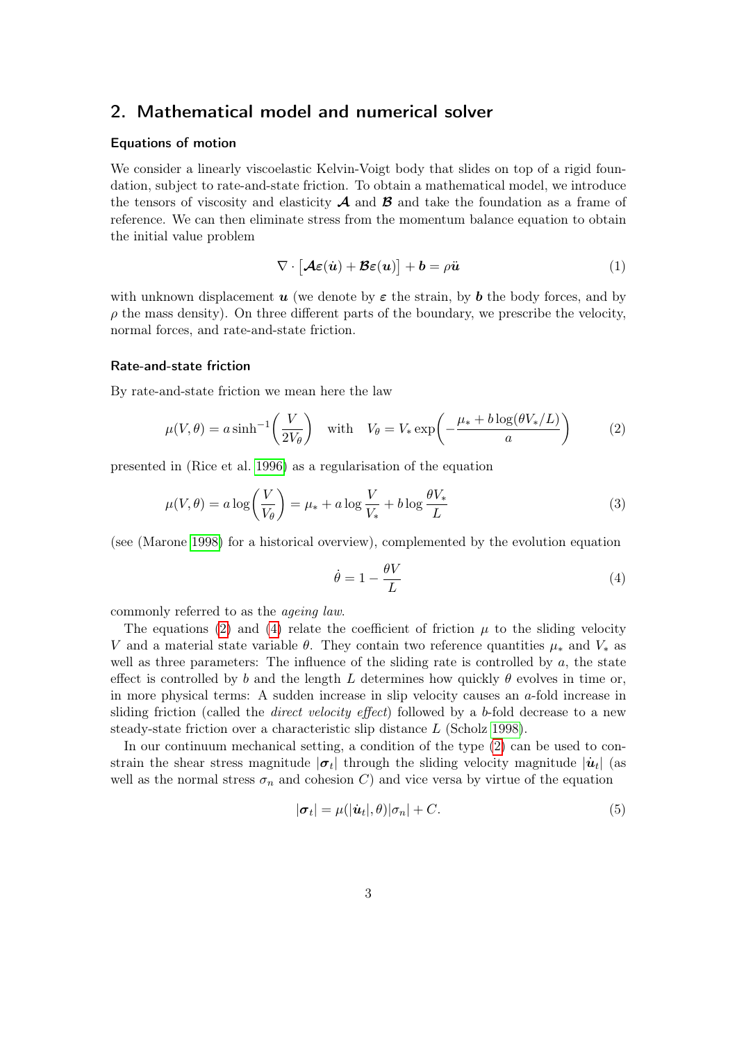## 2. Mathematical model and numerical solver

#### Equations of motion

We consider a linearly viscoelastic Kelvin-Voigt body that slides on top of a rigid foundation, subject to rate-and-state friction. To obtain a mathematical model, we introduce the tensors of viscosity and elasticity $\boldsymbol{\mathcal{A}}$ and $\boldsymbol{\mathcal{B}}$ and take the foundation as a frame of reference. We can then eliminate stress from the momentum balance equation to obtain the initial value problem

$$\nabla \cdot \left[ \boldsymbol{\mathcal{A}} \boldsymbol{\varepsilon}(\dot{\boldsymbol{u}}) + \boldsymbol{\mathcal{B}} \boldsymbol{\varepsilon}(\boldsymbol{u}) \right] + \boldsymbol{b} = \rho \ddot{\boldsymbol{u}} \tag{1}$$

with unknown displacement $\boldsymbol{u}$ (we denote by $\boldsymbol{\varepsilon}$ the strain, by $\boldsymbol{b}$ the body forces, and by $\rho$ the mass density). On three different parts of the boundary, we prescribe the velocity, normal forces, and rate-and-state friction.

#### Rate-and-state friction

By rate-and-state friction we mean here the law

$$\mu(V, \theta) = a \sinh^{-1}\left( \frac{V}{2V_\theta} \right) \quad \text{with} \quad V_\theta = V_* \exp\left( -\frac{\mu_* + b \log(\theta V_* / L)}{a} \right) \tag{2}$$

presented in (Rice et al. 1996) as a regularisation of the equation

$$\mu(V, \theta) = a \log\left( \frac{V}{V_\theta} \right) = \mu_* + a \log \frac{V}{V_*} + b \log \frac{\theta V_*}{L} \tag{3}$$

(see (Marone 1998) for a historical overview), complemented by the evolution equation

$$\dot{\theta} = 1 - \frac{\theta V}{L} \tag{4}$$

commonly referred to as the *ageing law*.

The equations (2) and (4) relate the coefficient of friction $\mu$ to the sliding velocity $V$ and a material state variable $\theta$. They contain two reference quantities $\mu_*$ and $V_*$ as well as three parameters: The influence of the sliding rate is controlled by $a$, the state effect is controlled by $b$ and the length $L$ determines how quickly $\theta$ evolves in time or, in more physical terms: A sudden increase in slip velocity causes an $a$-fold increase in sliding friction (called the *direct velocity effect*) followed by a $b$-fold decrease to a new steady-state friction over a characteristic slip distance $L$ (Scholz 1998).

In our continuum mechanical setting, a condition of the type (2) can be used to constrain the shear stress magnitude $|\boldsymbol{\sigma}_t|$ through the sliding velocity magnitude $|\dot{\boldsymbol{u}}_t|$ (as well as the normal stress $\sigma_n$ and cohesion $C$) and vice versa by virtue of the equation

$$|\boldsymbol{\sigma}_t| = \mu(|\dot{\boldsymbol{u}}_t|, \theta)|\sigma_n| + C. \tag{5}$$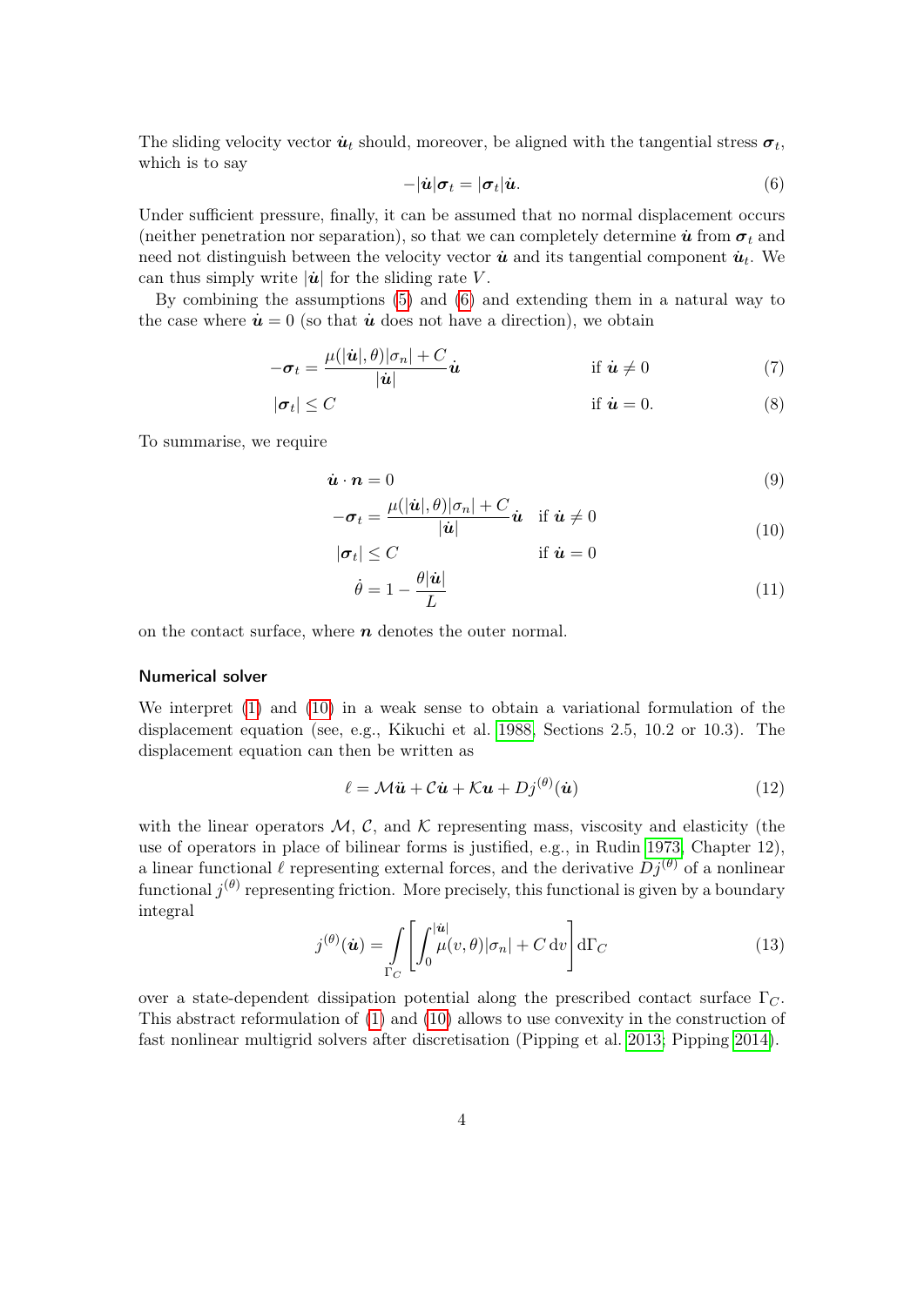The sliding velocity vector $\dot{\boldsymbol{u}}_t$ should, moreover, be aligned with the tangential stress $\boldsymbol{\sigma}_t$, which is to say

$$-|\dot{\boldsymbol{u}}|\boldsymbol{\sigma}_t = |\boldsymbol{\sigma}_t|\dot{\boldsymbol{u}}. \tag{6}$$

Under sufficient pressure, finally, it can be assumed that no normal displacement occurs (neither penetration nor separation), so that we can completely determine $\dot{\boldsymbol{u}}$ from $\boldsymbol{\sigma}_t$ and need not distinguish between the velocity vector $\dot{\boldsymbol{u}}$ and its tangential component $\dot{\boldsymbol{u}}_t$. We can thus simply write $|\dot{\boldsymbol{u}}|$ for the sliding rate $V$.

By combining the assumptions (5) and (6) and extending them in a natural way to the case where $\dot{\boldsymbol{u}} = 0$ (so that $\dot{\boldsymbol{u}}$ does not have a direction), we obtain

$$-\boldsymbol{\sigma}_t = \frac{\mu(|\dot{\boldsymbol{u}}|, \theta)|\sigma_n| + C}{|\dot{\boldsymbol{u}}|}\dot{\boldsymbol{u}} \qquad \text{if } \dot{\boldsymbol{u}} \neq 0 \tag{7}$$

$$|\boldsymbol{\sigma}_t| \leq C \qquad \text{if } \dot{\boldsymbol{u}} = 0. \tag{8}$$

To summarise, we require

$$\dot{\boldsymbol{u}} \cdot \boldsymbol{n} = 0 \tag{9}$$

$$\begin{aligned} -\boldsymbol{\sigma}_t &= \frac{\mu(|\dot{\boldsymbol{u}}|, \theta)|\sigma_n| + C}{|\dot{\boldsymbol{u}}|}\dot{\boldsymbol{u}} \quad && \text{if } \dot{\boldsymbol{u}} \neq 0 \\ |\boldsymbol{\sigma}_t| &\leq C && \text{if } \dot{\boldsymbol{u}} = 0 \end{aligned} \tag{10}$$

$$\dot{\theta} = 1 - \frac{\theta|\dot{\boldsymbol{u}}|}{L} \tag{11}$$

on the contact surface, where $\boldsymbol{n}$ denotes the outer normal.

### Numerical solver

We interpret (1) and (10) in a weak sense to obtain a variational formulation of the displacement equation (see, e.g., Kikuchi et al. 1988, Sections 2.5, 10.2 or 10.3). The displacement equation can then be written as

$$\ell = \mathcal{M}\ddot{\boldsymbol{u}} + \mathcal{C}\dot{\boldsymbol{u}} + \mathcal{K}\boldsymbol{u} + Dj^{(\theta)}(\dot{\boldsymbol{u}}) \tag{12}$$

with the linear operators $\mathcal{M}$, $\mathcal{C}$, and $\mathcal{K}$ representing mass, viscosity and elasticity (the use of operators in place of bilinear forms is justified, e.g., in Rudin 1973, Chapter 12), a linear functional $\ell$ representing external forces, and the derivative $Dj^{(\theta)}$ of a nonlinear functional $j^{(\theta)}$ representing friction. More precisely, this functional is given by a boundary integral

$$j^{(\theta)}(\dot{\boldsymbol{u}}) = \int_{\Gamma_C} \left[ \int_0^{|\dot{\boldsymbol{u}}|} \mu(v, \theta)|\sigma_n| + C \, \mathrm{d}v \right] \mathrm{d}\Gamma_C \tag{13}$$

over a state-dependent dissipation potential along the prescribed contact surface $\Gamma_C$. This abstract reformulation of (1) and (10) allows to use convexity in the construction of fast nonlinear multigrid solvers after discretisation (Pipping et al. 2013; Pipping 2014).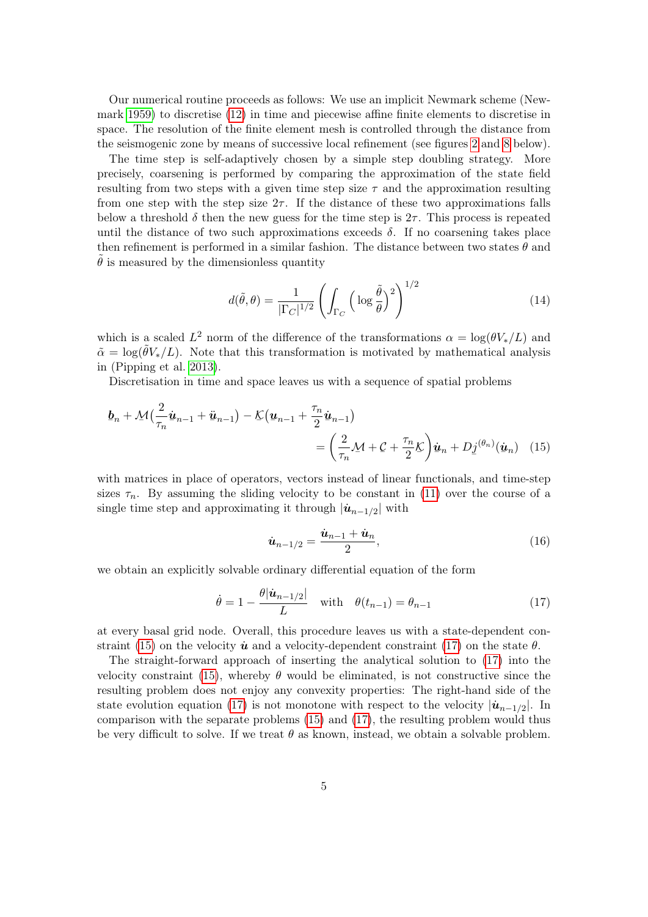Our numerical routine proceeds as follows: We use an implicit Newmark scheme (Newmark 1959) to discretise (12) in time and piecewise affine finite elements to discretise in space. The resolution of the finite element mesh is controlled through the distance from the seismogenic zone by means of successive local refinement (see figures 2 and 8 below).

The time step is self-adaptively chosen by a simple step doubling strategy. More precisely, coarsening is performed by comparing the approximation of the state field resulting from two steps with a given time step size $\tau$ and the approximation resulting from one step with the step size $2\tau$. If the distance of these two approximations falls below a threshold $\delta$ then the new guess for the time step is $2\tau$. This process is repeated until the distance of two such approximations exceeds $\delta$. If no coarsening takes place then refinement is performed in a similar fashion. The distance between two states $\theta$ and $\tilde{\theta}$ is measured by the dimensionless quantity

$$d(\tilde{\theta}, \theta) = \frac{1}{|\Gamma_C|^{1/2}} \left( \int_{\Gamma_C} \Big( \log \frac{\tilde{\theta}}{\theta} \Big)^2 \right)^{1/2} \tag{14}$$

which is a scaled $L^2$ norm of the difference of the transformations $\alpha = \log(\theta V_*/L)$ and $\tilde{\alpha} = \log(\tilde{\theta} V_*/L)$. Note that this transformation is motivated by mathematical analysis in (Pipping et al. 2013).

Discretisation in time and space leaves us with a sequence of spatial problems

$$\underline{\boldsymbol{b}}_n + \underline{\mathcal{M}}\Big(\frac{2}{\tau_n}\underline{\dot{\boldsymbol{u}}}_{n-1} + \underline{\ddot{\boldsymbol{u}}}_{n-1}\Big) - \underline{\mathcal{K}}\Big(\underline{\boldsymbol{u}}_{n-1} + \frac{\tau_n}{2}\underline{\dot{\boldsymbol{u}}}_{n-1}\Big) = \left(\frac{2}{\tau_n}\underline{\mathcal{M}} + \underline{\mathcal{C}} + \frac{\tau_n}{2}\underline{\mathcal{K}}\right)\underline{\dot{\boldsymbol{u}}}_n + D\underline{j}^{(\theta_n)}(\underline{\dot{\boldsymbol{u}}}_n) \tag{15}$$

with matrices in place of operators, vectors instead of linear functionals, and time-step sizes $\tau_n$. By assuming the sliding velocity to be constant in (11) over the course of a single time step and approximating it through $|\dot{\boldsymbol{u}}_{n-1/2}|$ with

$$\dot{\boldsymbol{u}}_{n-1/2} = \frac{\dot{\boldsymbol{u}}_{n-1} + \dot{\boldsymbol{u}}_n}{2}, \tag{16}$$

we obtain an explicitly solvable ordinary differential equation of the form

$$\dot{\theta} = 1 - \frac{\theta |\dot{\boldsymbol{u}}_{n-1/2}|}{L} \quad \text{with} \quad \theta(t_{n-1}) = \theta_{n-1} \tag{17}$$

at every basal grid node. Overall, this procedure leaves us with a state-dependent constraint (15) on the velocity $\dot{\boldsymbol{u}}$ and a velocity-dependent constraint (17) on the state $\theta$.

The straight-forward approach of inserting the analytical solution to (17) into the velocity constraint (15), whereby $\theta$ would be eliminated, is not constructive since the resulting problem does not enjoy any convexity properties: The right-hand side of the state evolution equation (17) is not monotone with respect to the velocity $|\dot{\boldsymbol{u}}_{n-1/2}|$. In comparison with the separate problems (15) and (17), the resulting problem would thus be very difficult to solve. If we treat $\theta$ as known, instead, we obtain a solvable problem.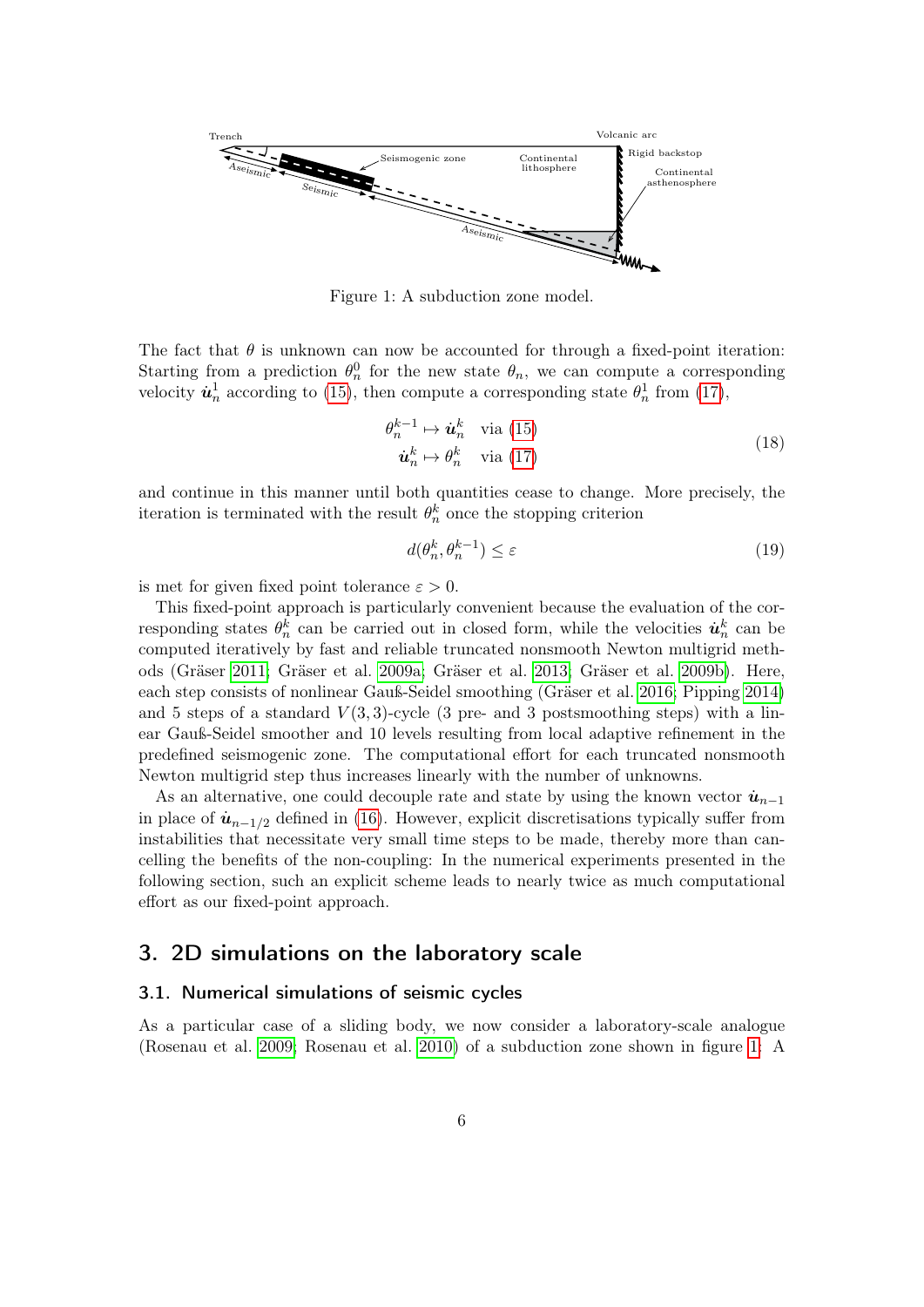Figure 1: A subduction zone model.

The fact that $\theta$ is unknown can now be accounted for through a fixed-point iteration: Starting from a prediction $\theta_n^0$ for the new state $\theta_n$, we can compute a corresponding velocity $\dot{\boldsymbol{u}}_n^1$ according to (15), then compute a corresponding state $\theta_n^1$ from (17),

$$
\begin{aligned}
\theta_n^{k-1} &\mapsto \dot{\boldsymbol{u}}_n^k \quad \text{via (15)} \\
\dot{\boldsymbol{u}}_n^k &\mapsto \theta_n^k \quad \text{via (17)}
\end{aligned}
\tag{18}
$$

and continue in this manner until both quantities cease to change. More precisely, the iteration is terminated with the result $\theta_n^k$ once the stopping criterion

$$
d(\theta_n^k, \theta_n^{k-1}) \leq \varepsilon \tag{19}
$$

is met for given fixed point tolerance $\varepsilon > 0$.

This fixed-point approach is particularly convenient because the evaluation of the corresponding states $\theta_n^k$ can be carried out in closed form, while the velocities $\dot{\boldsymbol{u}}_n^k$ can be computed iteratively by fast and reliable truncated nonsmooth Newton multigrid methods (Gräser 2011; Gräser et al. 2009a; Gräser et al. 2013; Gräser et al. 2009b). Here, each step consists of nonlinear Gauß-Seidel smoothing (Gräser et al. 2016; Pipping 2014) and 5 steps of a standard $V(3,3)$-cycle (3 pre- and 3 postsmoothing steps) with a linear Gauß-Seidel smoother and 10 levels resulting from local adaptive refinement in the predefined seismogenic zone. The computational effort for each truncated nonsmooth Newton multigrid step thus increases linearly with the number of unknowns.

As an alternative, one could decouple rate and state by using the known vector $\dot{\boldsymbol{u}}_{n-1}$ in place of $\dot{\boldsymbol{u}}_{n-1/2}$ defined in (16). However, explicit discretisations typically suffer from instabilities that necessitate very small time steps to be made, thereby more than cancelling the benefits of the non-coupling: In the numerical experiments presented in the following section, such an explicit scheme leads to nearly twice as much computational effort as our fixed-point approach.

## 3. 2D simulations on the laboratory scale

### 3.1. Numerical simulations of seismic cycles

As a particular case of a sliding body, we now consider a laboratory-scale analogue (Rosenau et al. 2009; Rosenau et al. 2010) of a subduction zone shown in figure 1. A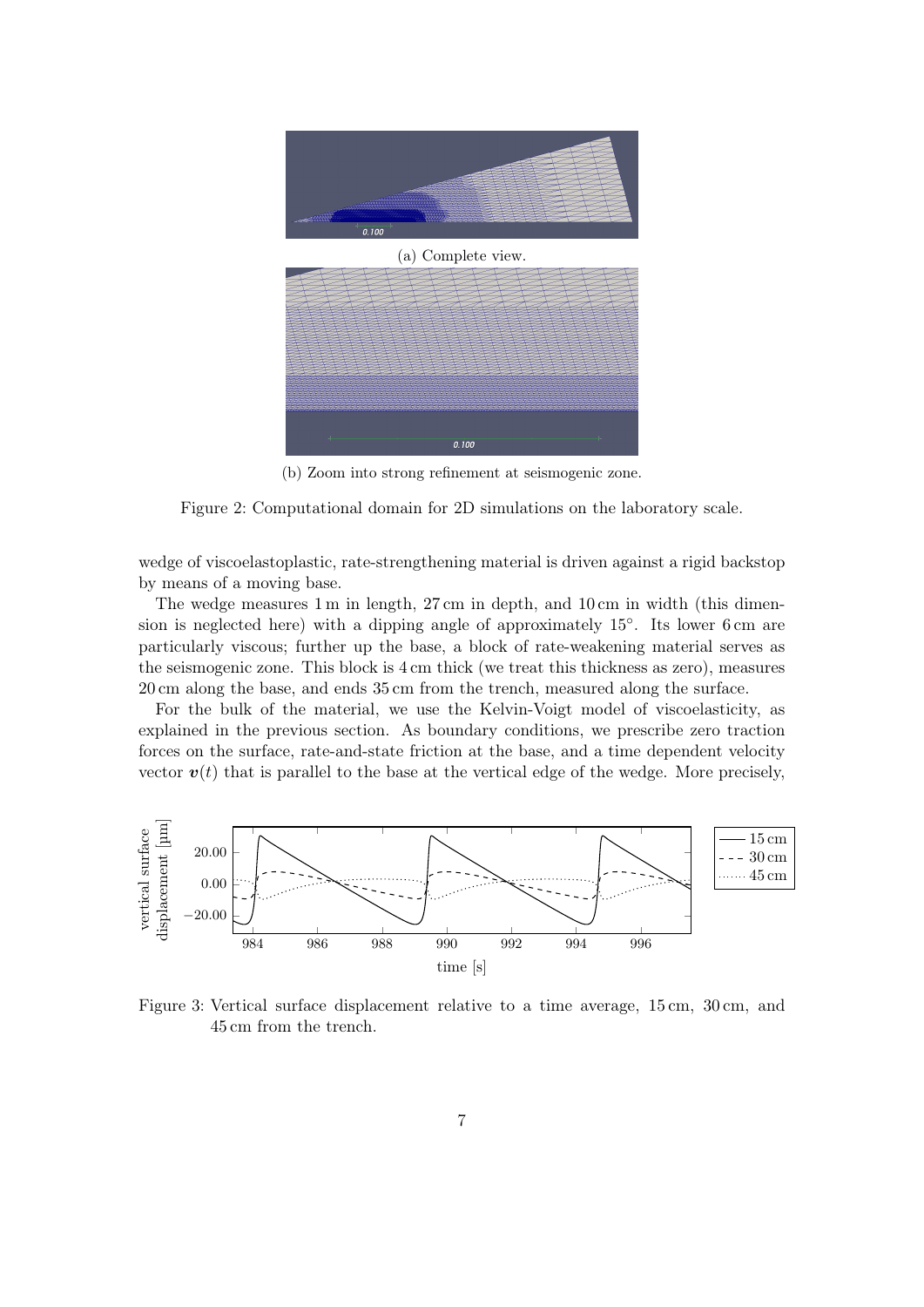(a) Complete view.

(b) Zoom into strong refinement at seismogenic zone.

Figure 2: Computational domain for 2D simulations on the laboratory scale.

wedge of viscoelastoplastic, rate-strengthening material is driven against a rigid backstop by means of a moving base.

The wedge measures 1 m in length, 27 cm in depth, and 10 cm in width (this dimension is neglected here) with a dipping angle of approximately 15°. Its lower 6 cm are particularly viscous; further up the base, a block of rate-weakening material serves as the seismogenic zone. This block is 4 cm thick (we treat this thickness as zero), measures 20 cm along the base, and ends 35 cm from the trench, measured along the surface.

For the bulk of the material, we use the Kelvin-Voigt model of viscoelasticity, as explained in the previous section. As boundary conditions, we prescribe zero traction forces on the surface, rate-and-state friction at the base, and a time dependent velocity vector $\boldsymbol{v}(t)$ that is parallel to the base at the vertical edge of the wedge. More precisely,

Figure 3: Vertical surface displacement relative to a time average, 15 cm, 30 cm, and 45 cm from the trench.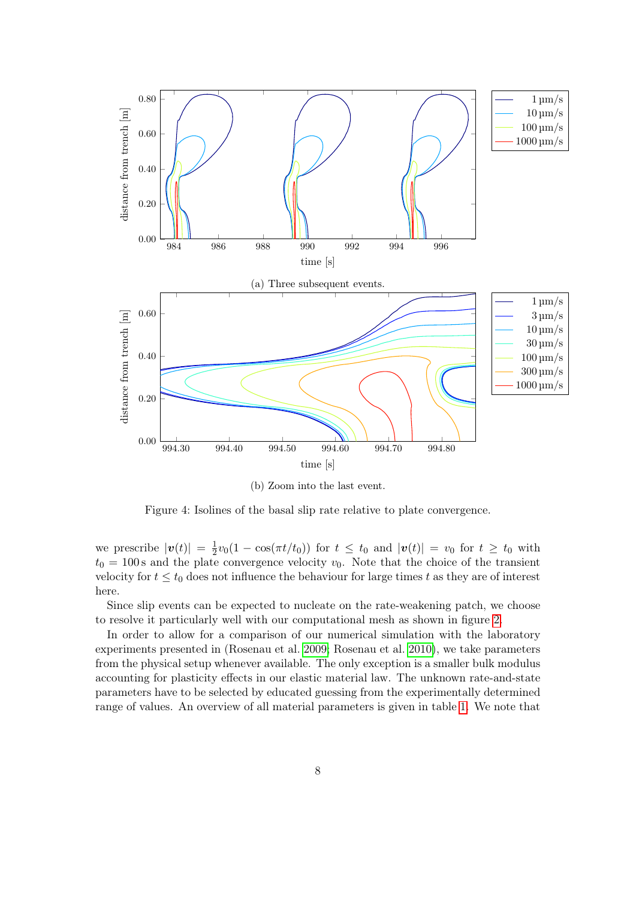(a) Three subsequent events.

(b) Zoom into the last event.

Figure 4: Isolines of the basal slip rate relative to plate convergence.

we prescribe $|\boldsymbol{v}(t)| = \frac{1}{2}v_0(1 - \cos(\pi t/t_0))$ for $t \leq t_0$ and $|\boldsymbol{v}(t)| = v_0$ for $t \geq t_0$ with $t_0 = 100\,\mathrm{s}$ and the plate convergence velocity $v_0$. Note that the choice of the transient velocity for $t \leq t_0$ does not influence the behaviour for large times $t$ as they are of interest here.

Since slip events can be expected to nucleate on the rate-weakening patch, we choose to resolve it particularly well with our computational mesh as shown in figure 2.

In order to allow for a comparison of our numerical simulation with the laboratory experiments presented in (Rosenau et al. 2009; Rosenau et al. 2010), we take parameters from the physical setup whenever available. The only exception is a smaller bulk modulus accounting for plasticity effects in our elastic material law. The unknown rate-and-state parameters have to be selected by educated guessing from the experimentally determined range of values. An overview of all material parameters is given in table 1. We note that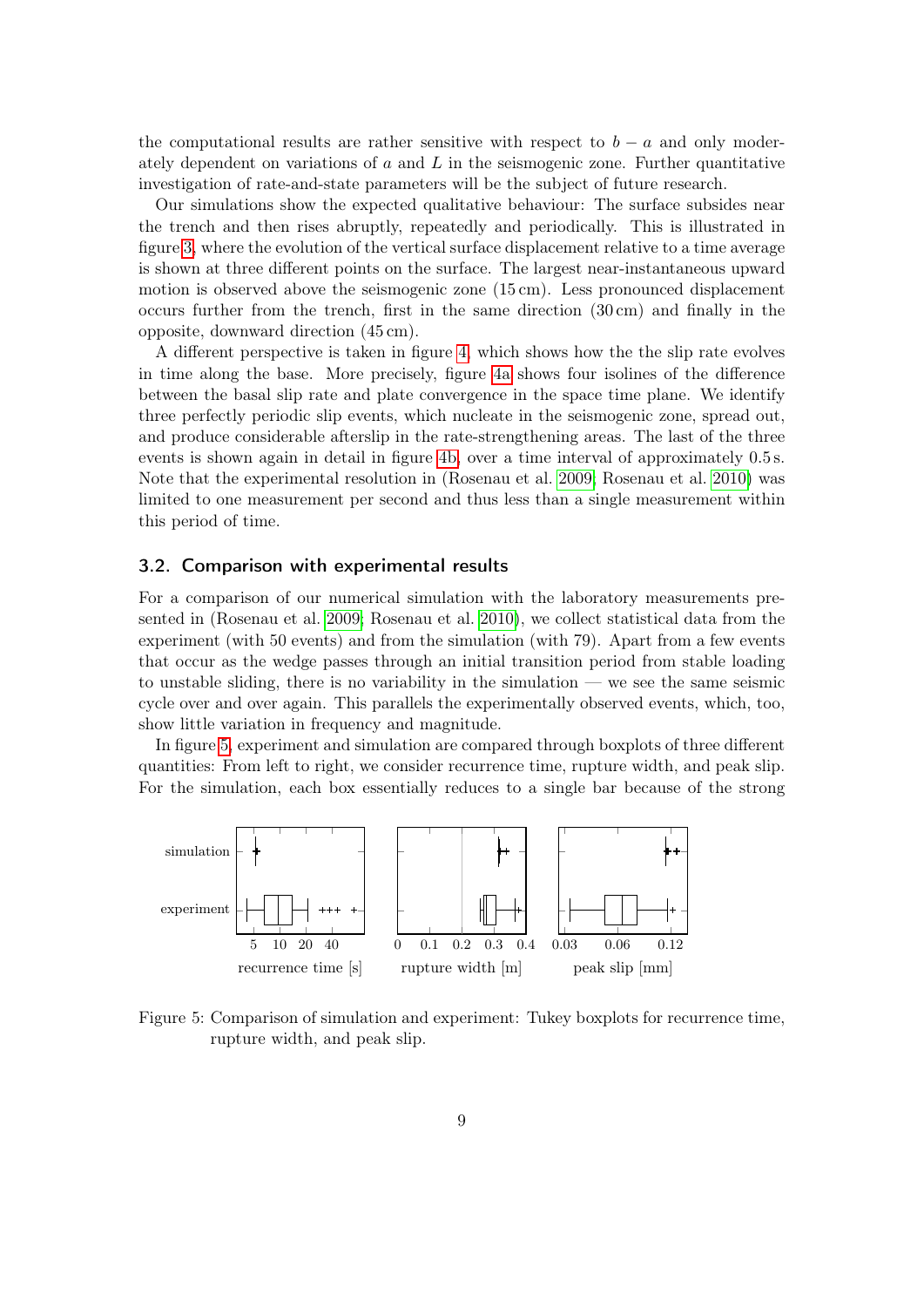the computational results are rather sensitive with respect to $b - a$ and only moderately dependent on variations of $a$ and $L$ in the seismogenic zone. Further quantitative investigation of rate-and-state parameters will be the subject of future research.

Our simulations show the expected qualitative behaviour: The surface subsides near the trench and then rises abruptly, repeatedly and periodically. This is illustrated in figure 3, where the evolution of the vertical surface displacement relative to a time average is shown at three different points on the surface. The largest near-instantaneous upward motion is observed above the seismogenic zone (15 cm). Less pronounced displacement occurs further from the trench, first in the same direction (30 cm) and finally in the opposite, downward direction (45 cm).

A different perspective is taken in figure 4, which shows how the the slip rate evolves in time along the base. More precisely, figure 4a shows four isolines of the difference between the basal slip rate and plate convergence in the space time plane. We identify three perfectly periodic slip events, which nucleate in the seismogenic zone, spread out, and produce considerable afterslip in the rate-strengthening areas. The last of the three events is shown again in detail in figure 4b, over a time interval of approximately 0.5 s. Note that the experimental resolution in (Rosenau et al. 2009; Rosenau et al. 2010) was limited to one measurement per second and thus less than a single measurement within this period of time.

## 3.2. Comparison with experimental results

For a comparison of our numerical simulation with the laboratory measurements presented in (Rosenau et al. 2009; Rosenau et al. 2010), we collect statistical data from the experiment (with 50 events) and from the simulation (with 79). Apart from a few events that occur as the wedge passes through an initial transition period from stable loading to unstable sliding, there is no variability in the simulation — we see the same seismic cycle over and over again. This parallels the experimentally observed events, which, too, show little variation in frequency and magnitude.

In figure 5, experiment and simulation are compared through boxplots of three different quantities: From left to right, we consider recurrence time, rupture width, and peak slip. For the simulation, each box essentially reduces to a single bar because of the strong

Figure 5: Comparison of simulation and experiment: Tukey boxplots for recurrence time, rupture width, and peak slip.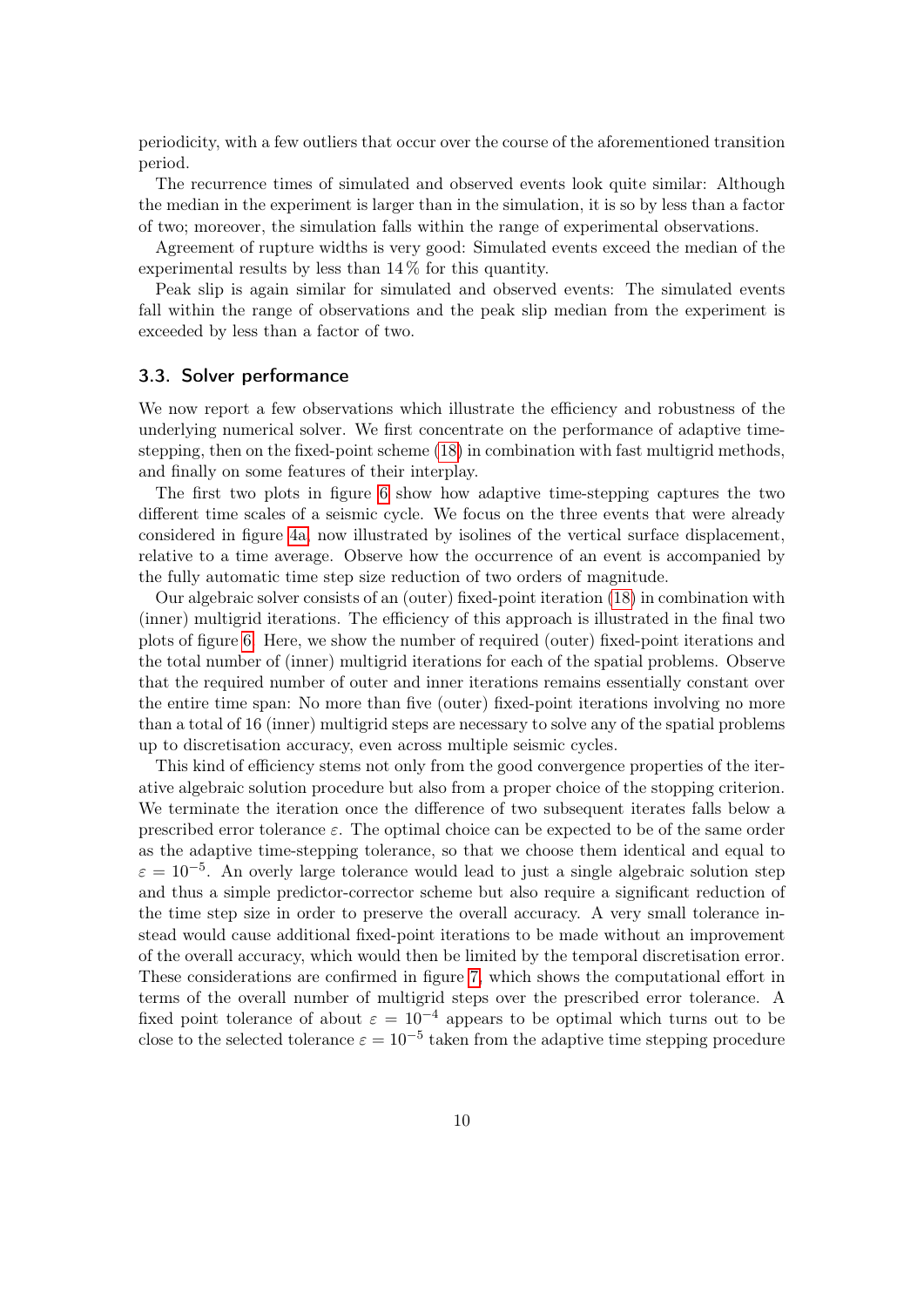periodicity, with a few outliers that occur over the course of the aforementioned transition period.

The recurrence times of simulated and observed events look quite similar: Although the median in the experiment is larger than in the simulation, it is so by less than a factor of two; moreover, the simulation falls within the range of experimental observations.

Agreement of rupture widths is very good: Simulated events exceed the median of the experimental results by less than 14 % for this quantity.

Peak slip is again similar for simulated and observed events: The simulated events fall within the range of observations and the peak slip median from the experiment is exceeded by less than a factor of two.

### 3.3. Solver performance

We now report a few observations which illustrate the efficiency and robustness of the underlying numerical solver. We first concentrate on the performance of adaptive time-stepping, then on the fixed-point scheme (18) in combination with fast multigrid methods, and finally on some features of their interplay.

The first two plots in figure 6 show how adaptive time-stepping captures the two different time scales of a seismic cycle. We focus on the three events that were already considered in figure 4a, now illustrated by isolines of the vertical surface displacement, relative to a time average. Observe how the occurrence of an event is accompanied by the fully automatic time step size reduction of two orders of magnitude.

Our algebraic solver consists of an (outer) fixed-point iteration (18) in combination with (inner) multigrid iterations. The efficiency of this approach is illustrated in the final two plots of figure 6. Here, we show the number of required (outer) fixed-point iterations and the total number of (inner) multigrid iterations for each of the spatial problems. Observe that the required number of outer and inner iterations remains essentially constant over the entire time span: No more than five (outer) fixed-point iterations involving no more than a total of 16 (inner) multigrid steps are necessary to solve any of the spatial problems up to discretisation accuracy, even across multiple seismic cycles.

This kind of efficiency stems not only from the good convergence properties of the iterative algebraic solution procedure but also from a proper choice of the stopping criterion. We terminate the iteration once the difference of two subsequent iterates falls below a prescribed error tolerance $\varepsilon$. The optimal choice can be expected to be of the same order as the adaptive time-stepping tolerance, so that we choose them identical and equal to $\varepsilon = 10^{-5}$. An overly large tolerance would lead to just a single algebraic solution step and thus a simple predictor-corrector scheme but also require a significant reduction of the time step size in order to preserve the overall accuracy. A very small tolerance instead would cause additional fixed-point iterations to be made without an improvement of the overall accuracy, which would then be limited by the temporal discretisation error. These considerations are confirmed in figure 7, which shows the computational effort in terms of the overall number of multigrid steps over the prescribed error tolerance. A fixed point tolerance of about $\varepsilon = 10^{-4}$ appears to be optimal which turns out to be close to the selected tolerance $\varepsilon = 10^{-5}$ taken from the adaptive time stepping procedure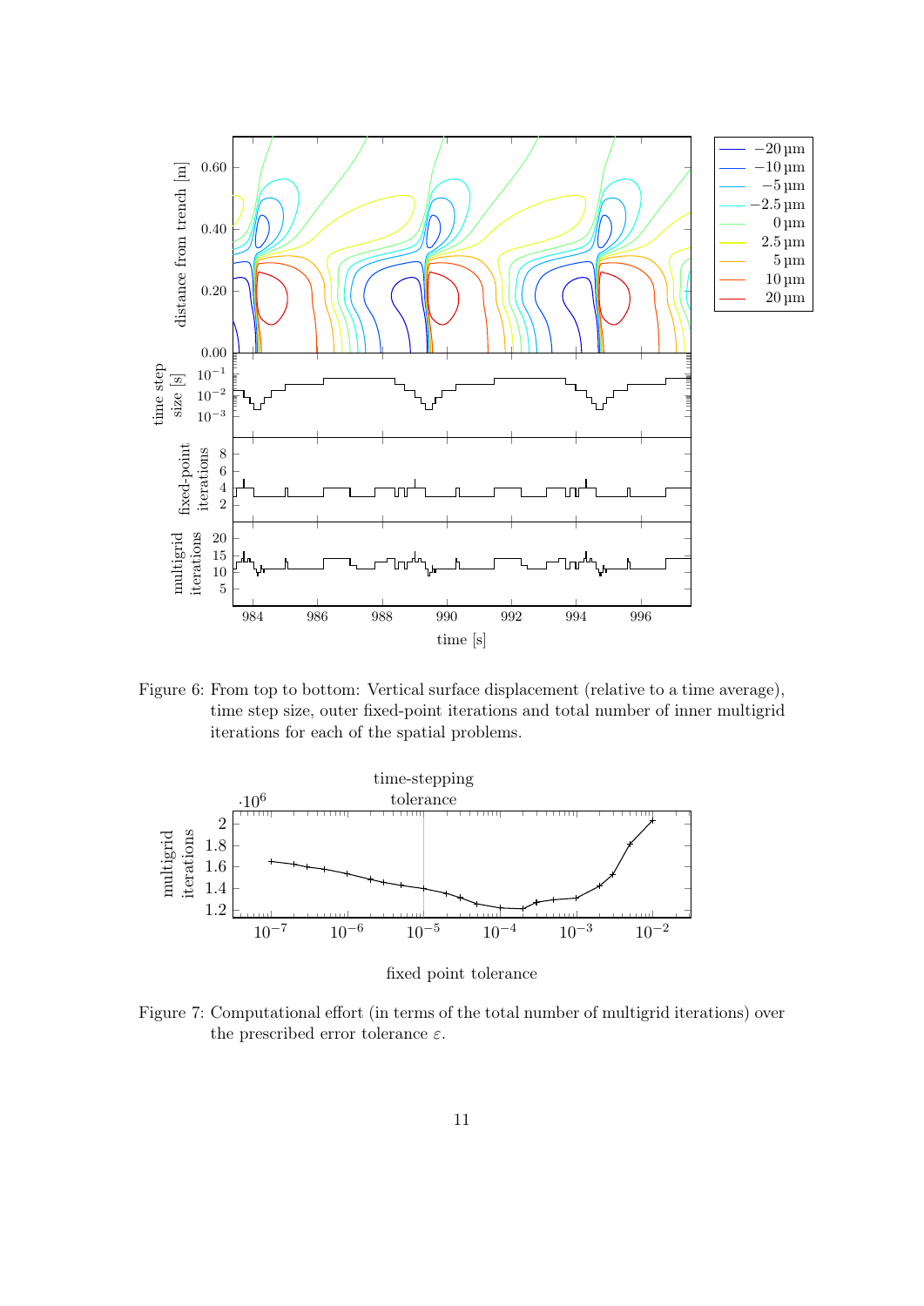Figure 6: From top to bottom: Vertical surface displacement (relative to a time average), time step size, outer fixed-point iterations and total number of inner multigrid iterations for each of the spatial problems.

Figure 7: Computational effort (in terms of the total number of multigrid iterations) over the prescribed error tolerance $\varepsilon$.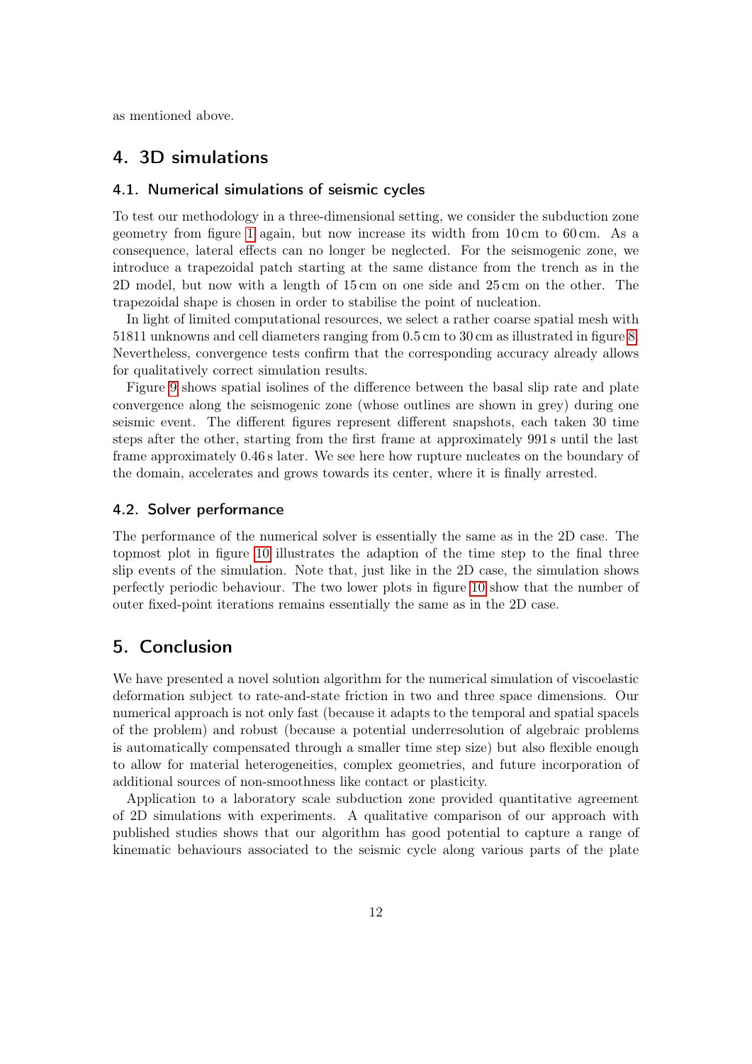as mentioned above.

# 4. 3D simulations

## 4.1. Numerical simulations of seismic cycles

To test our methodology in a three-dimensional setting, we consider the subduction zone geometry from figure 1 again, but now increase its width from 10 cm to 60 cm. As a consequence, lateral effects can no longer be neglected. For the seismogenic zone, we introduce a trapezoidal patch starting at the same distance from the trench as in the 2D model, but now with a length of 15 cm on one side and 25 cm on the other. The trapezoidal shape is chosen in order to stabilise the point of nucleation.

In light of limited computational resources, we select a rather coarse spatial mesh with 51811 unknowns and cell diameters ranging from 0.5 cm to 30 cm as illustrated in figure 8. Nevertheless, convergence tests confirm that the corresponding accuracy already allows for qualitatively correct simulation results.

Figure 9 shows spatial isolines of the difference between the basal slip rate and plate convergence along the seismogenic zone (whose outlines are shown in grey) during one seismic event. The different figures represent different snapshots, each taken 30 time steps after the other, starting from the first frame at approximately 991 s until the last frame approximately 0.46 s later. We see here how rupture nucleates on the boundary of the domain, accelerates and grows towards its center, where it is finally arrested.

## 4.2. Solver performance

The performance of the numerical solver is essentially the same as in the 2D case. The topmost plot in figure 10 illustrates the adaption of the time step to the final three slip events of the simulation. Note that, just like in the 2D case, the simulation shows perfectly periodic behaviour. The two lower plots in figure 10 show that the number of outer fixed-point iterations remains essentially the same as in the 2D case.

# 5. Conclusion

We have presented a novel solution algorithm for the numerical simulation of viscoelastic deformation subject to rate-and-state friction in two and three space dimensions. Our numerical approach is not only fast (because it adapts to the temporal and spatial spacels of the problem) and robust (because a potential underresolution of algebraic problems is automatically compensated through a smaller time step size) but also flexible enough to allow for material heterogeneities, complex geometries, and future incorporation of additional sources of non-smoothness like contact or plasticity.

Application to a laboratory scale subduction zone provided quantitative agreement of 2D simulations with experiments. A qualitative comparison of our approach with published studies shows that our algorithm has good potential to capture a range of kinematic behaviours associated to the seismic cycle along various parts of the plate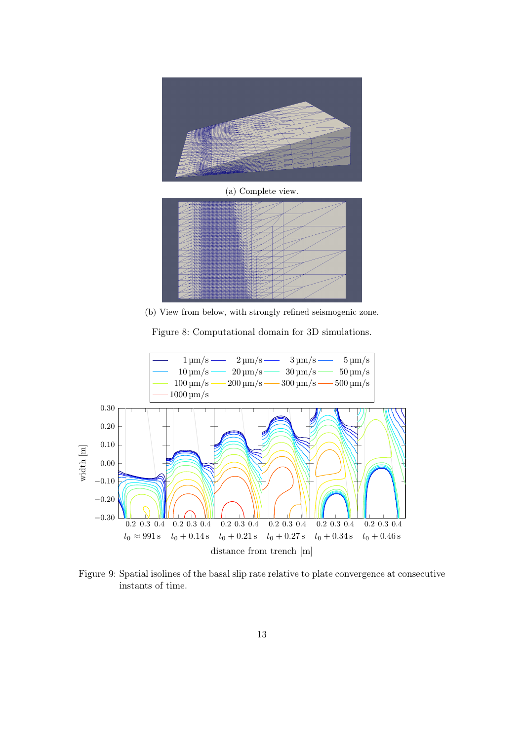(a) Complete view.

(b) View from below, with strongly refined seismogenic zone.

Figure 8: Computational domain for 3D simulations.

Figure 9: Spatial isolines of the basal slip rate relative to plate convergence at consecutive instants of time.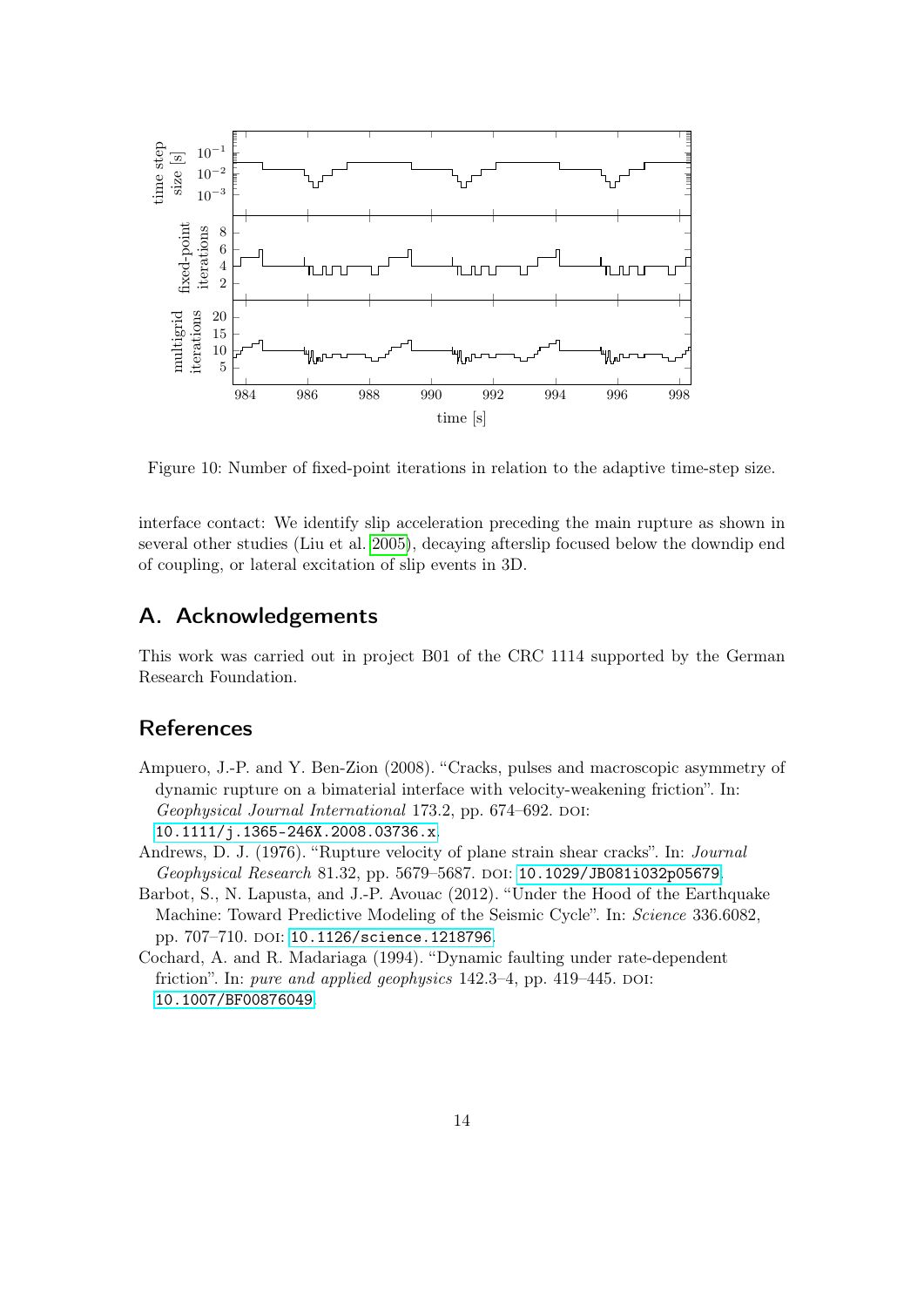Figure 10: Number of fixed-point iterations in relation to the adaptive time-step size.

interface contact: We identify slip acceleration preceding the main rupture as shown in several other studies (Liu et al. 2005), decaying afterslip focused below the downdip end of coupling, or lateral excitation of slip events in 3D.

## A. Acknowledgements

This work was carried out in project B01 of the CRC 1114 supported by the German Research Foundation.

## References

Ampuero, J.-P. and Y. Ben-Zion (2008). "Cracks, pulses and macroscopic asymmetry of dynamic rupture on a bimaterial interface with velocity-weakening friction". In: *Geophysical Journal International* 173.2, pp. 674–692. DOI: 10.1111/j.1365-246X.2008.03736.x.

Andrews, D. J. (1976). "Rupture velocity of plane strain shear cracks". In: *Journal Geophysical Research* 81.32, pp. 5679–5687. DOI: 10.1029/JB081i032p05679.

Barbot, S., N. Lapusta, and J.-P. Avouac (2012). "Under the Hood of the Earthquake Machine: Toward Predictive Modeling of the Seismic Cycle". In: *Science* 336.6082, pp. 707–710. DOI: 10.1126/science.1218796.

Cochard, A. and R. Madariaga (1994). "Dynamic faulting under rate-dependent friction". In: *pure and applied geophysics* 142.3–4, pp. 419–445. DOI: 10.1007/BF00876049.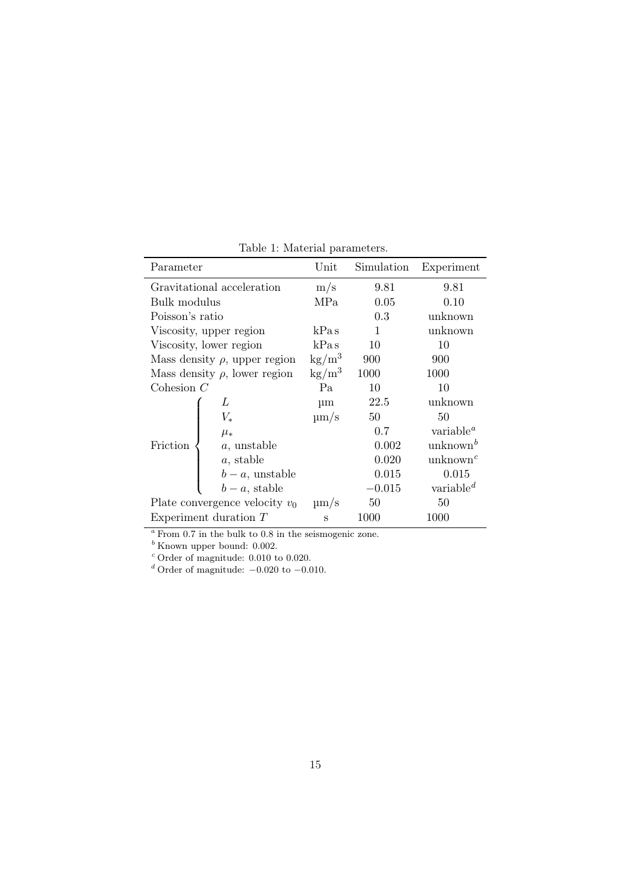Table 1: Material parameters.

| Parameter | | Unit | Simulation | Experiment |
|---|---|---|---|---|
| Gravitational acceleration | | m/s | 9.81 | 9.81 |
| Bulk modulus | | MPa | 0.05 | 0.10 |
| Poisson's ratio | | | 0.3 | unknown |
| Viscosity, upper region | | kPa s | 1 | unknown |
| Viscosity, lower region | | kPa s | 10 | 10 |
| Mass density $\rho$, upper region | | $\mathrm{kg/m^3}$ | 900 | 900 |
| Mass density $\rho$, lower region | | $\mathrm{kg/m^3}$ | 1000 | 1000 |
| Cohesion $C$ | | Pa | 10 | 10 |
| Friction | $L$ | µm | 22.5 | unknown |
| | $V_*$ | µm/s | 50 | 50 |
| | $\mu_*$ | | 0.7 | variable[a] |
| | $a$, unstable | | 0.002 | unknown[b] |
| | $a$, stable | | 0.020 | unknown[c] |
| | $b-a$, unstable | | 0.015 | 0.015 |
| | $b-a$, stable | | −0.015 | variable[d] |
| Plate convergence velocity $v_0$ | | µm/s | 50 | 50 |
| Experiment duration $T$ | | s | 1000 | 1000 |

[a] From 0.7 in the bulk to 0.8 in the seismogenic zone.

[b] Known upper bound: 0.002.

[c] Order of magnitude: 0.010 to 0.020.

[d] Order of magnitude: −0.020 to −0.010.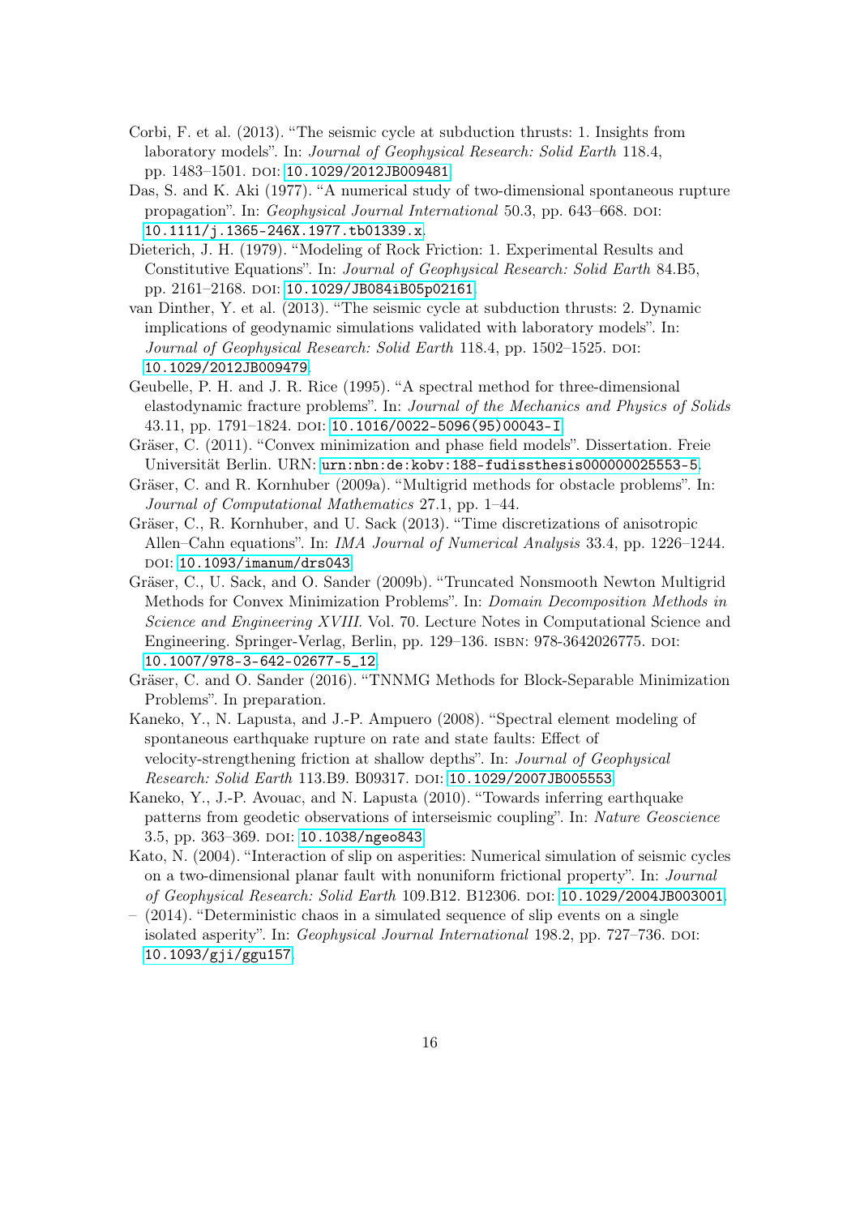Corbi, F. et al. (2013). "The seismic cycle at subduction thrusts: 1. Insights from laboratory models". In: *Journal of Geophysical Research: Solid Earth* 118.4, pp. 1483–1501. DOI: 10.1029/2012JB009481.

Das, S. and K. Aki (1977). "A numerical study of two-dimensional spontaneous rupture propagation". In: *Geophysical Journal International* 50.3, pp. 643–668. DOI: 10.1111/j.1365-246X.1977.tb01339.x.

Dieterich, J. H. (1979). "Modeling of Rock Friction: 1. Experimental Results and Constitutive Equations". In: *Journal of Geophysical Research: Solid Earth* 84.B5, pp. 2161–2168. DOI: 10.1029/JB084iB05p02161.

van Dinther, Y. et al. (2013). "The seismic cycle at subduction thrusts: 2. Dynamic implications of geodynamic simulations validated with laboratory models". In: *Journal of Geophysical Research: Solid Earth* 118.4, pp. 1502–1525. DOI: 10.1029/2012JB009479.

Geubelle, P. H. and J. R. Rice (1995). "A spectral method for three-dimensional elastodynamic fracture problems". In: *Journal of the Mechanics and Physics of Solids* 43.11, pp. 1791–1824. DOI: 10.1016/0022-5096(95)00043-I.

Gräser, C. (2011). "Convex minimization and phase field models". Dissertation. Freie Universität Berlin. URN: urn:nbn:de:kobv:188-fudissthesis000000025553-5.

Gräser, C. and R. Kornhuber (2009a). "Multigrid methods for obstacle problems". In: *Journal of Computational Mathematics* 27.1, pp. 1–44.

Gräser, C., R. Kornhuber, and U. Sack (2013). "Time discretizations of anisotropic Allen–Cahn equations". In: *IMA Journal of Numerical Analysis* 33.4, pp. 1226–1244. DOI: 10.1093/imanum/drs043.

Gräser, C., U. Sack, and O. Sander (2009b). "Truncated Nonsmooth Newton Multigrid Methods for Convex Minimization Problems". In: *Domain Decomposition Methods in Science and Engineering XVIII*. Vol. 70. Lecture Notes in Computational Science and Engineering. Springer-Verlag, Berlin, pp. 129–136. ISBN: 978-3642026775. DOI: 10.1007/978-3-642-02677-5_12.

Gräser, C. and O. Sander (2016). "TNNMG Methods for Block-Separable Minimization Problems". In preparation.

Kaneko, Y., N. Lapusta, and J.-P. Ampuero (2008). "Spectral element modeling of spontaneous earthquake rupture on rate and state faults: Effect of velocity-strengthening friction at shallow depths". In: *Journal of Geophysical Research: Solid Earth* 113.B9. B09317. DOI: 10.1029/2007JB005553.

Kaneko, Y., J.-P. Avouac, and N. Lapusta (2010). "Towards inferring earthquake patterns from geodetic observations of interseismic coupling". In: *Nature Geoscience* 3.5, pp. 363–369. DOI: 10.1038/ngeo843.

Kato, N. (2004). "Interaction of slip on asperities: Numerical simulation of seismic cycles on a two-dimensional planar fault with nonuniform frictional property". In: *Journal of Geophysical Research: Solid Earth* 109.B12. B12306. DOI: 10.1029/2004JB003001.

– (2014). "Deterministic chaos in a simulated sequence of slip events on a single isolated asperity". In: *Geophysical Journal International* 198.2, pp. 727–736. DOI: 10.1093/gji/ggu157.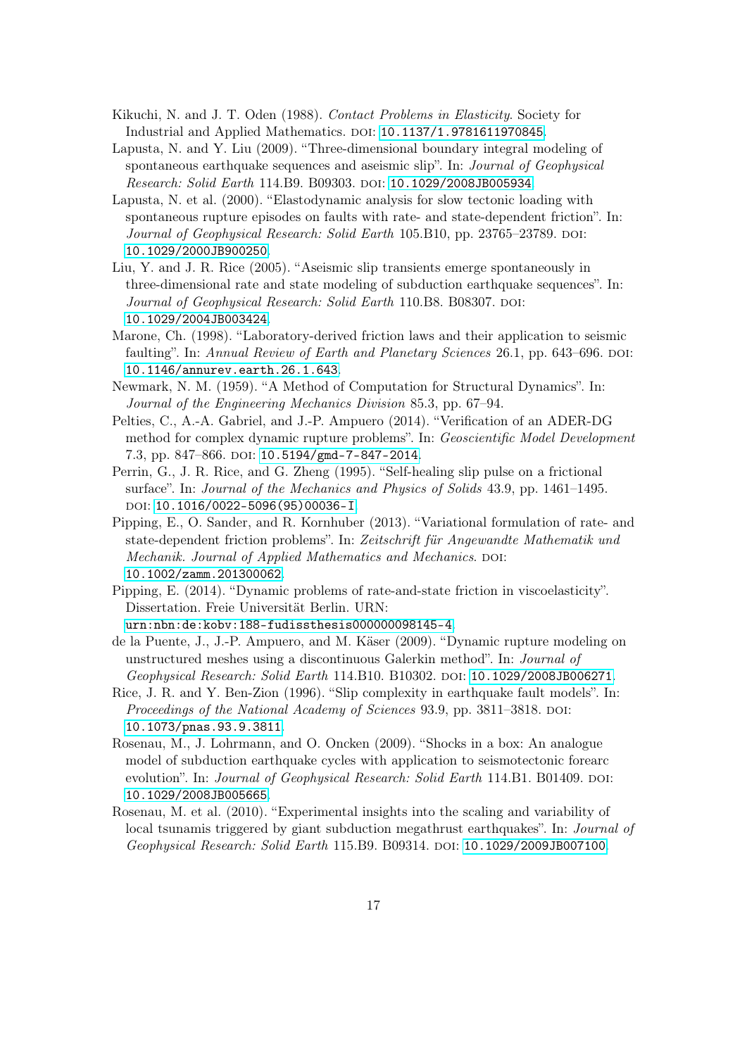Kikuchi, N. and J. T. Oden (1988). *Contact Problems in Elasticity*. Society for Industrial and Applied Mathematics. DOI: 10.1137/1.9781611970845.

Lapusta, N. and Y. Liu (2009). "Three-dimensional boundary integral modeling of spontaneous earthquake sequences and aseismic slip". In: *Journal of Geophysical Research: Solid Earth* 114.B9. B09303. DOI: 10.1029/2008JB005934.

Lapusta, N. et al. (2000). "Elastodynamic analysis for slow tectonic loading with spontaneous rupture episodes on faults with rate- and state-dependent friction". In: *Journal of Geophysical Research: Solid Earth* 105.B10, pp. 23765–23789. DOI: 10.1029/2000JB900250.

Liu, Y. and J. R. Rice (2005). "Aseismic slip transients emerge spontaneously in three-dimensional rate and state modeling of subduction earthquake sequences". In: *Journal of Geophysical Research: Solid Earth* 110.B8. B08307. DOI: 10.1029/2004JB003424.

Marone, Ch. (1998). "Laboratory-derived friction laws and their application to seismic faulting". In: *Annual Review of Earth and Planetary Sciences* 26.1, pp. 643–696. DOI: 10.1146/annurev.earth.26.1.643.

Newmark, N. M. (1959). "A Method of Computation for Structural Dynamics". In: *Journal of the Engineering Mechanics Division* 85.3, pp. 67–94.

Pelties, C., A.-A. Gabriel, and J.-P. Ampuero (2014). "Verification of an ADER-DG method for complex dynamic rupture problems". In: *Geoscientific Model Development* 7.3, pp. 847–866. DOI: 10.5194/gmd-7-847-2014.

Perrin, G., J. R. Rice, and G. Zheng (1995). "Self-healing slip pulse on a frictional surface". In: *Journal of the Mechanics and Physics of Solids* 43.9, pp. 1461–1495. DOI: 10.1016/0022-5096(95)00036-I.

Pipping, E., O. Sander, and R. Kornhuber (2013). "Variational formulation of rate- and state-dependent friction problems". In: *Zeitschrift für Angewandte Mathematik und Mechanik. Journal of Applied Mathematics and Mechanics*. DOI: 10.1002/zamm.201300062.

Pipping, E. (2014). "Dynamic problems of rate-and-state friction in viscoelasticity". Dissertation. Freie Universität Berlin. URN: urn:nbn:de:kobv:188-fudissthesis000000098145-4.

de la Puente, J., J.-P. Ampuero, and M. Käser (2009). "Dynamic rupture modeling on unstructured meshes using a discontinuous Galerkin method". In: *Journal of Geophysical Research: Solid Earth* 114.B10. B10302. DOI: 10.1029/2008JB006271.

Rice, J. R. and Y. Ben-Zion (1996). "Slip complexity in earthquake fault models". In: *Proceedings of the National Academy of Sciences* 93.9, pp. 3811–3818. DOI: 10.1073/pnas.93.9.3811.

Rosenau, M., J. Lohrmann, and O. Oncken (2009). "Shocks in a box: An analogue model of subduction earthquake cycles with application to seismotectonic forearc evolution". In: *Journal of Geophysical Research: Solid Earth* 114.B1. B01409. DOI: 10.1029/2008JB005665.

Rosenau, M. et al. (2010). "Experimental insights into the scaling and variability of local tsunamis triggered by giant subduction megathrust earthquakes". In: *Journal of Geophysical Research: Solid Earth* 115.B9. B09314. DOI: 10.1029/2009JB007100.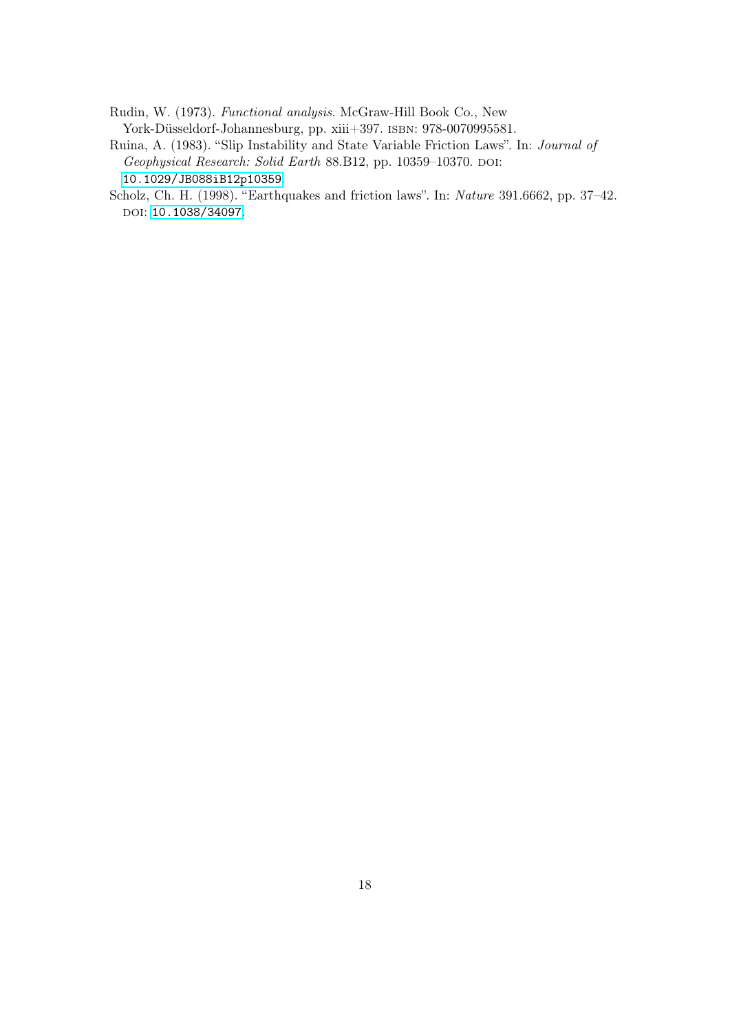Rudin, W. (1973). *Functional analysis*. McGraw-Hill Book Co., New York-Düsseldorf-Johannesburg, pp. xiii+397. ISBN: 978-0070995581.

Ruina, A. (1983). "Slip Instability and State Variable Friction Laws". In: *Journal of Geophysical Research: Solid Earth* 88.B12, pp. 10359–10370. DOI: 10.1029/JB088iB12p10359.

Scholz, Ch. H. (1998). "Earthquakes and friction laws". In: *Nature* 391.6662, pp. 37–42. DOI: 10.1038/34097.